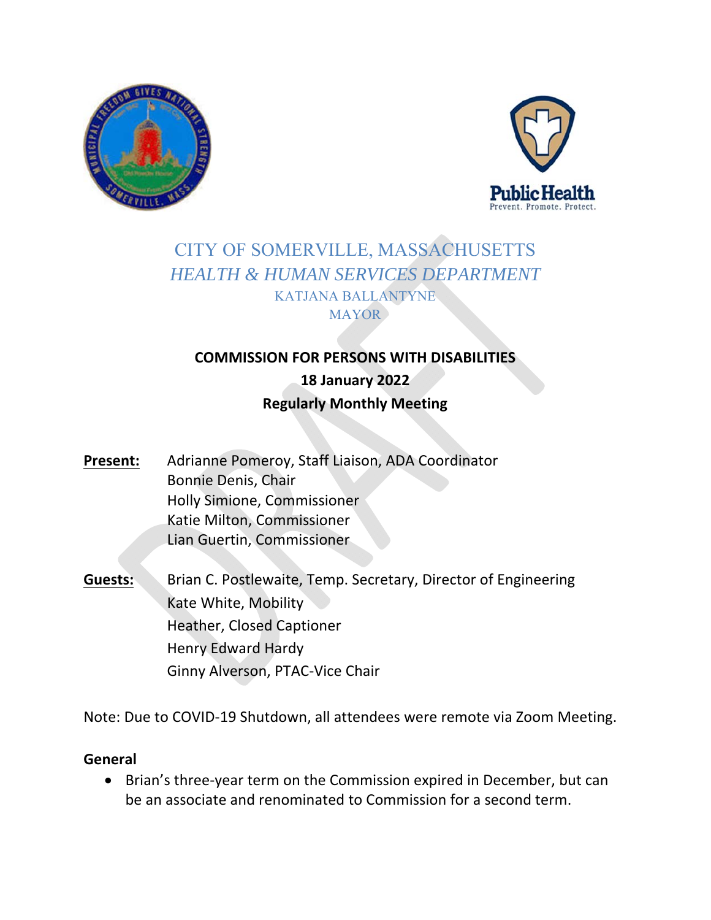CITY OF SOMERVILLE, MASSACHUSETTS

*HEALTH & HUMAN SERVICES DEPARTMENT*

KATJANA BALLANTYNE

MAYOR

**COMMISSION FOR PERSONS WITH DISABILITIES**

**18 January 2022**

**Regularly Monthly Meeting**

**Present:**
Adrianne Pomeroy, Staff Liaison, ADA Coordinator
Bonnie Denis, Chair
Holly Simione, Commissioner
Katie Milton, Commissioner
Lian Guertin, Commissioner

**Guests:**
Brian C. Postlewaite, Temp. Secretary, Director of Engineering
Kate White, Mobility
Heather, Closed Captioner
Henry Edward Hardy
Ginny Alverson, PTAC-Vice Chair

Note: Due to COVID-19 Shutdown, all attendees were remote via Zoom Meeting.

**General**

- Brian's three-year term on the Commission expired in December, but can be an associate and renominated to Commission for a second term.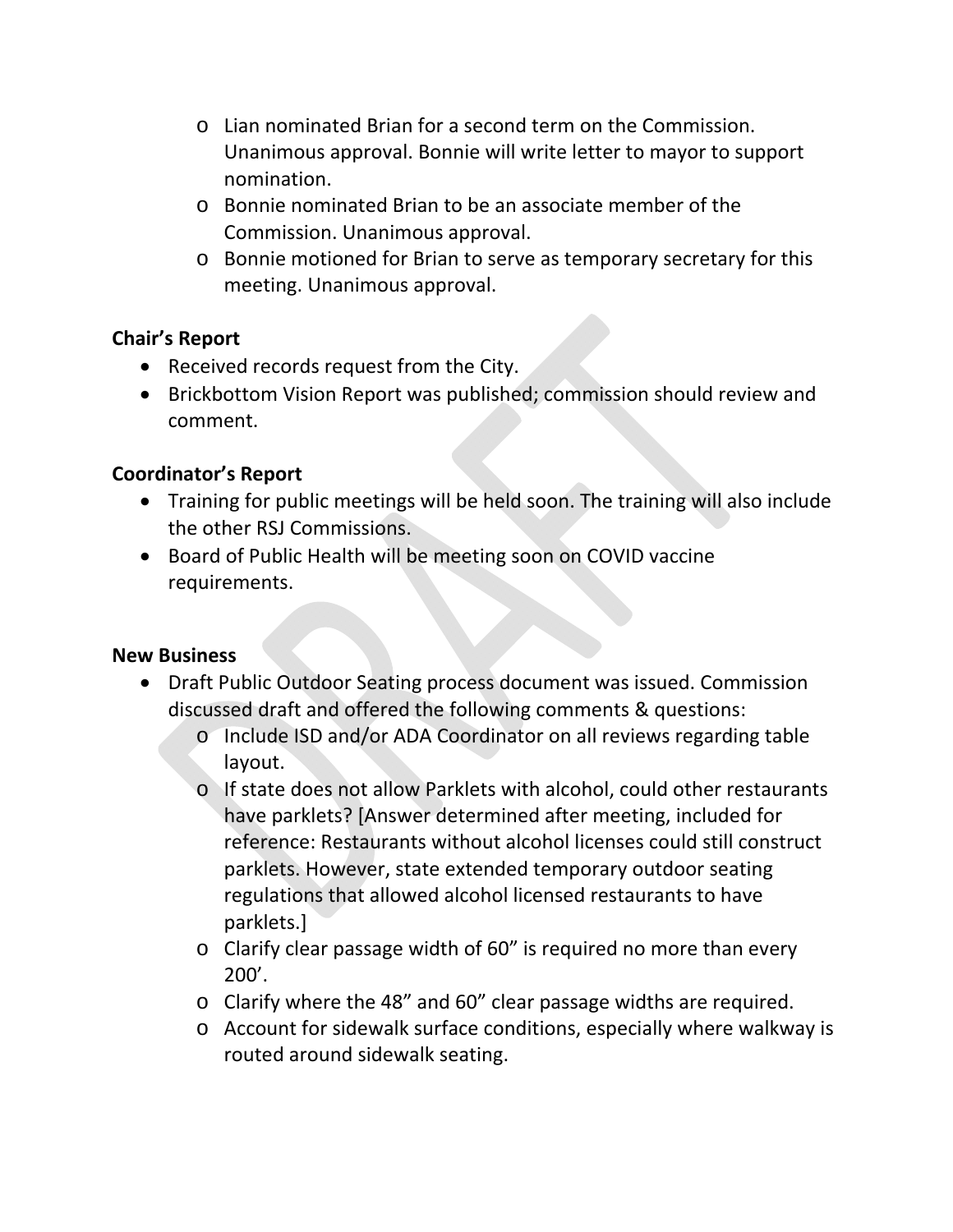- Lian nominated Brian for a second term on the Commission. Unanimous approval. Bonnie will write letter to mayor to support nomination.
- Bonnie nominated Brian to be an associate member of the Commission. Unanimous approval.
- Bonnie motioned for Brian to serve as temporary secretary for this meeting. Unanimous approval.

**Chair's Report**

- Received records request from the City.
- Brickbottom Vision Report was published; commission should review and comment.

**Coordinator's Report**

- Training for public meetings will be held soon. The training will also include the other RSJ Commissions.
- Board of Public Health will be meeting soon on COVID vaccine requirements.

**New Business**

- Draft Public Outdoor Seating process document was issued. Commission discussed draft and offered the following comments & questions:
  - Include ISD and/or ADA Coordinator on all reviews regarding table layout.
  - If state does not allow Parklets with alcohol, could other restaurants have parklets? [Answer determined after meeting, included for reference: Restaurants without alcohol licenses could still construct parklets. However, state extended temporary outdoor seating regulations that allowed alcohol licensed restaurants to have parklets.]
  - Clarify clear passage width of 60" is required no more than every 200'.
  - Clarify where the 48" and 60" clear passage widths are required.
  - Account for sidewalk surface conditions, especially where walkway is routed around sidewalk seating.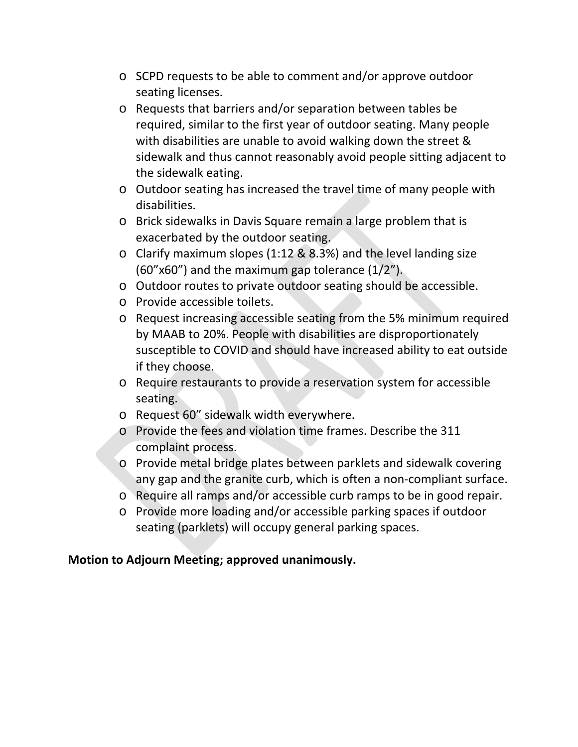- SCPD requests to be able to comment and/or approve outdoor seating licenses.
- Requests that barriers and/or separation between tables be required, similar to the first year of outdoor seating. Many people with disabilities are unable to avoid walking down the street & sidewalk and thus cannot reasonably avoid people sitting adjacent to the sidewalk eating.
- Outdoor seating has increased the travel time of many people with disabilities.
- Brick sidewalks in Davis Square remain a large problem that is exacerbated by the outdoor seating.
- Clarify maximum slopes (1:12 & 8.3%) and the level landing size (60"x60") and the maximum gap tolerance (1/2").
- Outdoor routes to private outdoor seating should be accessible.
- Provide accessible toilets.
- Request increasing accessible seating from the 5% minimum required by MAAB to 20%. People with disabilities are disproportionately susceptible to COVID and should have increased ability to eat outside if they choose.
- Require restaurants to provide a reservation system for accessible seating.
- Request 60" sidewalk width everywhere.
- Provide the fees and violation time frames. Describe the 311 complaint process.
- Provide metal bridge plates between parklets and sidewalk covering any gap and the granite curb, which is often a non-compliant surface.
- Require all ramps and/or accessible curb ramps to be in good repair.
- Provide more loading and/or accessible parking spaces if outdoor seating (parklets) will occupy general parking spaces.

**Motion to Adjourn Meeting; approved unanimously.**